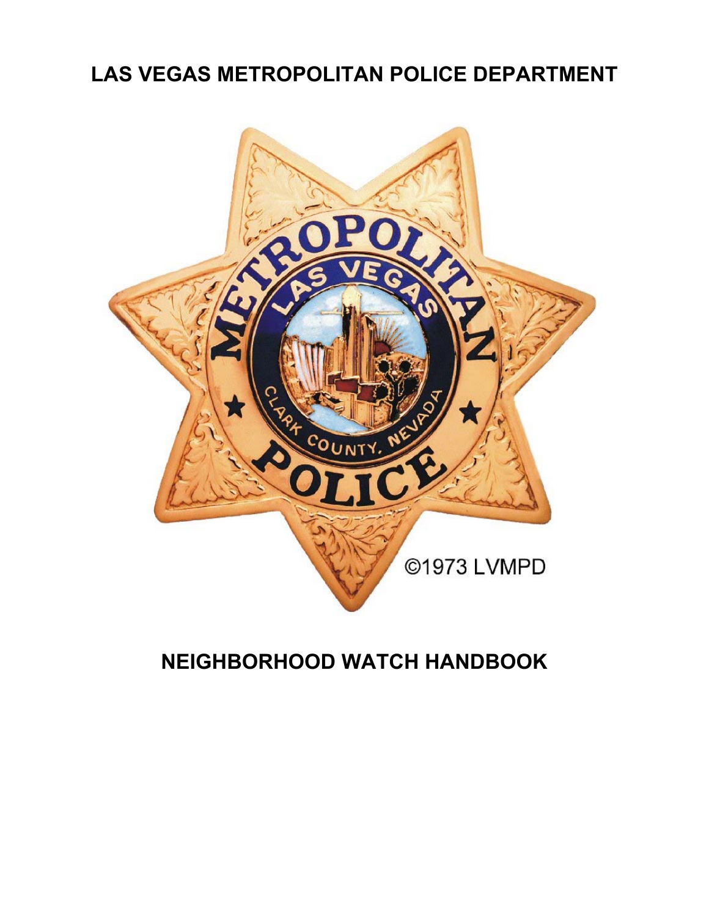# LAS VEGAS METROPOLITAN POLICE DEPARTMENT

# NEIGHBORHOOD WATCH HANDBOOK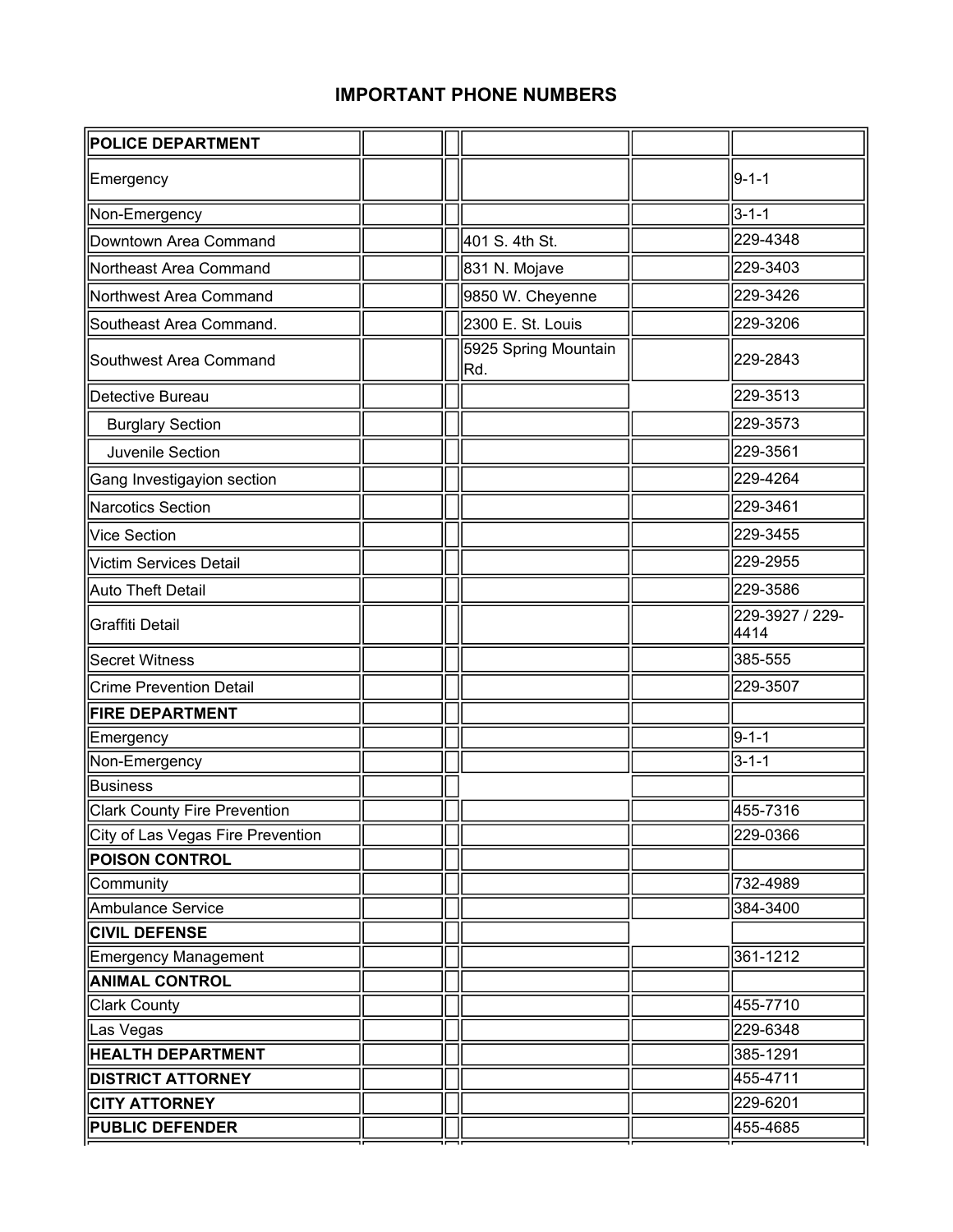## IMPORTANT PHONE NUMBERS

| | | | | | |
|---|---|---|---|---|---|
| **POLICE DEPARTMENT** | | | | | |
| Emergency | | | | | 9-1-1 |
| Non-Emergency | | | | | 3-1-1 |
| Downtown Area Command | | | 401 S. 4th St. | | 229-4348 |
| Northeast Area Command | | | 831 N. Mojave | | 229-3403 |
| Northwest Area Command | | | 9850 W. Cheyenne | | 229-3426 |
| Southeast Area Command. | | | 2300 E. St. Louis | | 229-3206 |
| Southwest Area Command | | | 5925 Spring Mountain Rd. | | 229-2843 |
| Detective Bureau | | | | | 229-3513 |
| Burglary Section | | | | | 229-3573 |
| Juvenile Section | | | | | 229-3561 |
| Gang Investigayion section | | | | | 229-4264 |
| Narcotics Section | | | | | 229-3461 |
| Vice Section | | | | | 229-3455 |
| Victim Services Detail | | | | | 229-2955 |
| Auto Theft Detail | | | | | 229-3586 |
| Graffiti Detail | | | | | 229-3927 / 229-4414 |
| Secret Witness | | | | | 385-555 |
| Crime Prevention Detail | | | | | 229-3507 |
| **FIRE DEPARTMENT** | | | | | |
| Emergency | | | | | 9-1-1 |
| Non-Emergency | | | | | 3-1-1 |
| Business | | | | | |
| Clark County Fire Prevention | | | | | 455-7316 |
| City of Las Vegas Fire Prevention | | | | | 229-0366 |
| **POISON CONTROL** | | | | | |
| Community | | | | | 732-4989 |
| Ambulance Service | | | | | 384-3400 |
| **CIVIL DEFENSE** | | | | | |
| Emergency Management | | | | | 361-1212 |
| **ANIMAL CONTROL** | | | | | |
| Clark County | | | | | 455-7710 |
| Las Vegas | | | | | 229-6348 |
| **HEALTH DEPARTMENT** | | | | | 385-1291 |
| **DISTRICT ATTORNEY** | | | | | 455-4711 |
| **CITY ATTORNEY** | | | | | 229-6201 |
| **PUBLIC DEFENDER** | | | | | 455-4685 |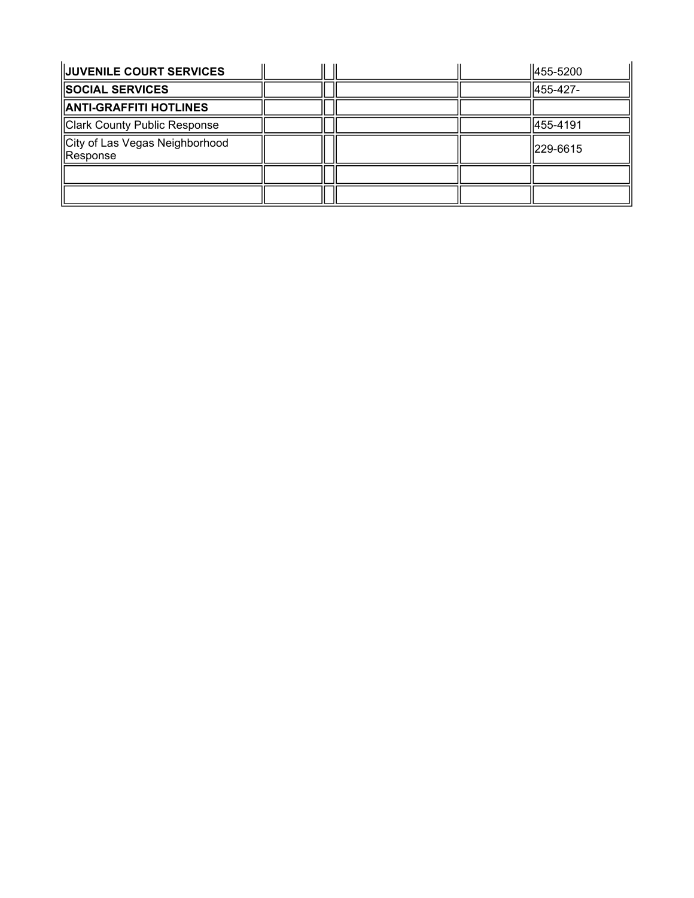| | | | | | |
|---|---|---|---|---|---|
| **JUVENILE COURT SERVICES** | | | | | 455-5200 |
| **SOCIAL SERVICES** | | | | | 455-427- |
| **ANTI-GRAFFITI HOTLINES** | | | | | |
| Clark County Public Response | | | | | 455-4191 |
| City of Las Vegas Neighborhood Response | | | | | 229-6615 |
| | | | | | |
| | | | | | |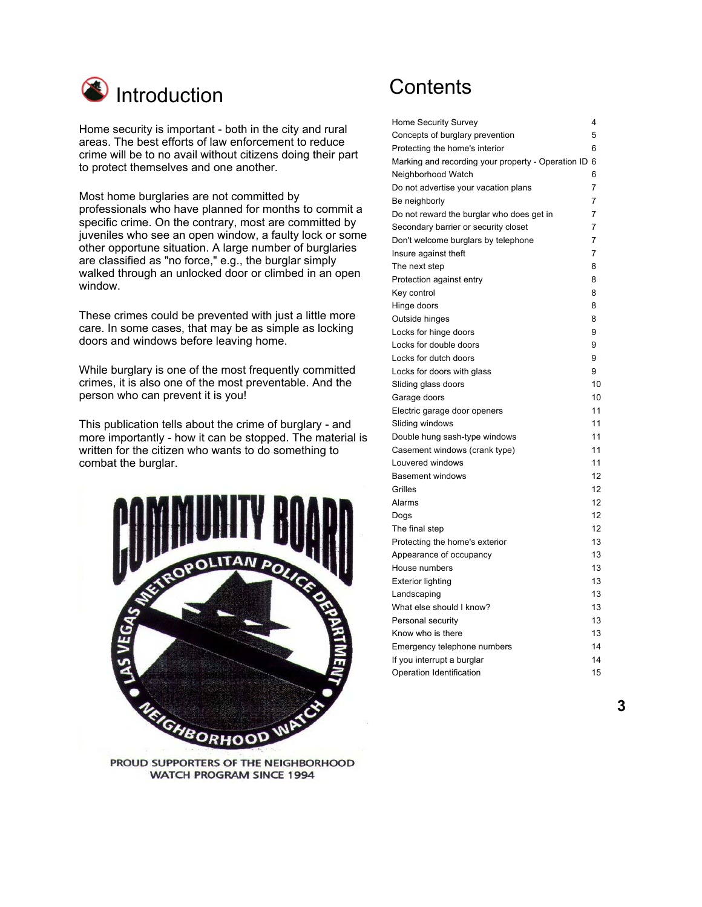# Introduction

Home security is important - both in the city and rural areas. The best efforts of law enforcement to reduce crime will be to no avail without citizens doing their part to protect themselves and one another.

Most home burglaries are not committed by professionals who have planned for months to commit a specific crime. On the contrary, most are committed by juveniles who see an open window, a faulty lock or some other opportune situation. A large number of burglaries are classified as "no force," e.g., the burglar simply walked through an unlocked door or climbed in an open window.

These crimes could be prevented with just a little more care. In some cases, that may be as simple as locking doors and windows before leaving home.

While burglary is one of the most frequently committed crimes, it is also one of the most preventable. And the person who can prevent it is you!

This publication tells about the crime of burglary - and more importantly - how it can be stopped. The material is written for the citizen who wants to do something to combat the burglar.

COMMUNITY BOARD

LAS VEGAS METROPOLITAN POLICE DEPARTMENT • NEIGHBORHOOD WATCH

PROUD SUPPORTERS OF THE NEIGHBORHOOD WATCH PROGRAM SINCE 1994

# Contents

| | |
|---|---|
| Home Security Survey | 4 |
| Concepts of burglary prevention | 5 |
| Protecting the home's interior | 6 |
| Marking and recording your property - Operation ID | 6 |
| Neighborhood Watch | 6 |
| Do not advertise your vacation plans | 7 |
| Be neighborly | 7 |
| Do not reward the burglar who does get in | 7 |
| Secondary barrier or security closet | 7 |
| Don't welcome burglars by telephone | 7 |
| Insure against theft | 7 |
| The next step | 8 |
| Protection against entry | 8 |
| Key control | 8 |
| Hinge doors | 8 |
| Outside hinges | 8 |
| Locks for hinge doors | 9 |
| Locks for double doors | 9 |
| Locks for dutch doors | 9 |
| Locks for doors with glass | 9 |
| Sliding glass doors | 10 |
| Garage doors | 10 |
| Electric garage door openers | 11 |
| Sliding windows | 11 |
| Double hung sash-type windows | 11 |
| Casement windows (crank type) | 11 |
| Louvered windows | 11 |
| Basement windows | 12 |
| Grilles | 12 |
| Alarms | 12 |
| Dogs | 12 |
| The final step | 12 |
| Protecting the home's exterior | 13 |
| Appearance of occupancy | 13 |
| House numbers | 13 |
| Exterior lighting | 13 |
| Landscaping | 13 |
| What else should I know? | 13 |
| Personal security | 13 |
| Know who is there | 13 |
| Emergency telephone numbers | 14 |
| If you interrupt a burglar | 14 |
| Operation Identification | 15 |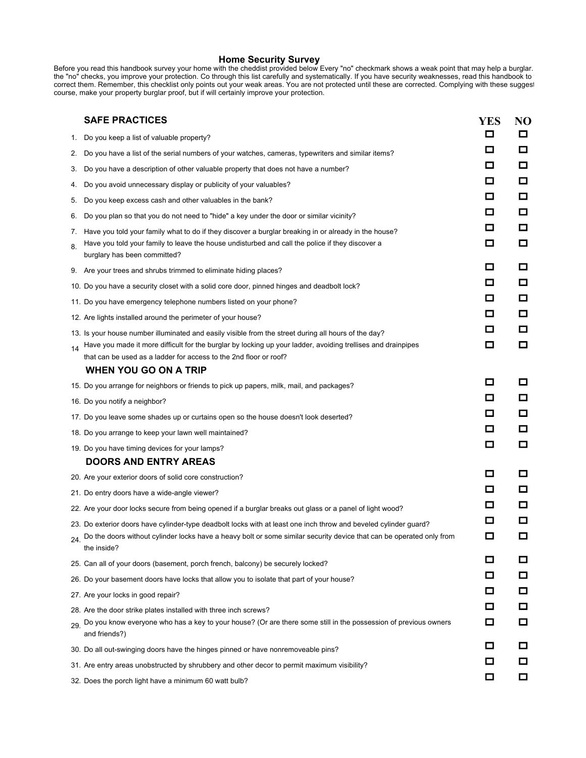# Home Security Survey

Before you read this handbook survey your home with the cheddist provided below Every "no" checkmark shows a weak point that may help a burglar. the "no" checks, you improve your protection. Co through this list carefully and systematically. If you have security weaknesses, read this handbook to correct them. Remember, this checklist only points out your weak areas. You are not protected until these are corrected. Complying with these suggest course, make your property burglar proof, but if will certainly improve your protection.

| SAFE PRACTICES | YES | NO |
|---|---|---|
| 1. Do you keep a list of valuable property? | ☐ | ☐ |
| 2. Do you have a list of the serial numbers of your watches, cameras, typewriters and similar items? | ☐ | ☐ |
| 3. Do you have a description of other valuable property that does not have a number? | ☐ | ☐ |
| 4. Do you avoid unnecessary display or publicity of your valuables? | ☐ | ☐ |
| 5. Do you keep excess cash and other valuables in the bank? | ☐ | ☐ |
| 6. Do you plan so that you do not need to "hide" a key under the door or similar vicinity? | ☐ | ☐ |
| 7. Have you told your family what to do if they discover a burglar breaking in or already in the house? | ☐ | ☐ |
| 8. Have you told your family to leave the house undisturbed and call the police if they discover a burglary has been committed? | ☐ | ☐ |
| 9. Are your trees and shrubs trimmed to eliminate hiding places? | ☐ | ☐ |
| 10. Do you have a security closet with a solid core door, pinned hinges and deadbolt lock? | ☐ | ☐ |
| 11. Do you have emergency telephone numbers listed on your phone? | ☐ | ☐ |
| 12. Are lights installed around the perimeter of your house? | ☐ | ☐ |
| 13. Is your house number illuminated and easily visible from the street during all hours of the day? | ☐ | ☐ |
| 14 Have you made it more difficult for the burglar by locking up your ladder, avoiding trellises and drainpipes that can be used as a ladder for access to the 2nd floor or roof? | ☐ | ☐ |
| **WHEN YOU GO ON A TRIP** | | |
| 15. Do you arrange for neighbors or friends to pick up papers, milk, mail, and packages? | ☐ | ☐ |
| 16. Do you notify a neighbor? | ☐ | ☐ |
| 17. Do you leave some shades up or curtains open so the house doesn't look deserted? | ☐ | ☐ |
| 18. Do you arrange to keep your lawn well maintained? | ☐ | ☐ |
| 19. Do you have timing devices for your lamps? | ☐ | ☐ |
| **DOORS AND ENTRY AREAS** | | |
| 20. Are your exterior doors of solid core construction? | ☐ | ☐ |
| 21. Do entry doors have a wide-angle viewer? | ☐ | ☐ |
| 22. Are your door locks secure from being opened if a burglar breaks out glass or a panel of light wood? | ☐ | ☐ |
| 23. Do exterior doors have cylinder-type deadbolt locks with at least one inch throw and beveled cylinder guard? | ☐ | ☐ |
| 24. Do the doors without cylinder locks have a heavy bolt or some similar security device that can be operated only from the inside? | ☐ | ☐ |
| 25. Can all of your doors (basement, porch french, balcony) be securely locked? | ☐ | ☐ |
| 26. Do your basement doors have locks that allow you to isolate that part of your house? | ☐ | ☐ |
| 27. Are your locks in good repair? | ☐ | ☐ |
| 28. Are the door strike plates installed with three inch screws? | ☐ | ☐ |
| 29. Do you know everyone who has a key to your house? (Or are there some still in the possession of previous owners and friends?) | ☐ | ☐ |
| 30. Do all out-swinging doors have the hinges pinned or have nonremoveable pins? | ☐ | ☐ |
| 31. Are entry areas unobstructed by shrubbery and other decor to permit maximum visibility? | ☐ | ☐ |
| 32. Does the porch light have a minimum 60 watt bulb? | ☐ | ☐ |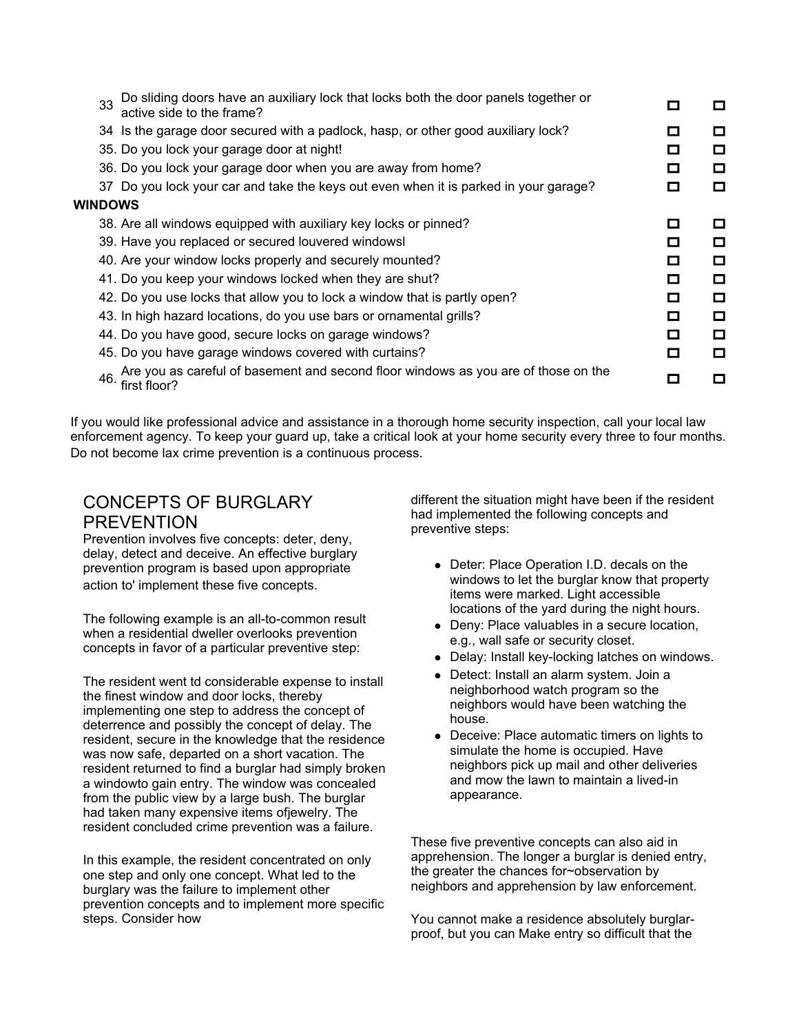| | | | |
|---|---|---|---|
| 33 | Do sliding doors have an auxiliary lock that locks both the door panels together or active side to the frame? | ☐ | ☐ |
| 34 | Is the garage door secured with a padlock, hasp, or other good auxiliary lock? | ☐ | ☐ |
| 35. | Do you lock your garage door at night! | ☐ | ☐ |
| 36. | Do you lock your garage door when you are away from home? | ☐ | ☐ |
| 37 | Do you lock your car and take the keys out even when it is parked in your garage? | ☐ | ☐ |
| **WINDOWS** | | | |
| 38. | Are all windows equipped with auxiliary key locks or pinned? | ☐ | ☐ |
| 39. | Have you replaced or secured louvered windowsl | ☐ | ☐ |
| 40. | Are your window locks properly and securely mounted? | ☐ | ☐ |
| 41. | Do you keep your windows locked when they are shut? | ☐ | ☐ |
| 42. | Do you use locks that allow you to lock a window that is partly open? | ☐ | ☐ |
| 43. | In high hazard locations, do you use bars or ornamental grills? | ☐ | ☐ |
| 44. | Do you have good, secure locks on garage windows? | ☐ | ☐ |
| 45. | Do you have garage windows covered with curtains? | ☐ | ☐ |
| 46. | Are you as careful of basement and second floor windows as you are of those on the first floor? | ☐ | ☐ |

If you would like professional advice and assistance in a thorough home security inspection, call your local law enforcement agency. To keep your guard up, take a critical look at your home security every three to four months. Do not become lax crime prevention is a continuous process.

## CONCEPTS OF BURGLARY PREVENTION

Prevention involves five concepts: deter, deny, delay, detect and deceive. An effective burglary prevention program is based upon appropriate action to' implement these five concepts.

The following example is an all-to-common result when a residential dweller overlooks prevention concepts in favor of a particular preventive step:

The resident went td considerable expense to install the finest window and door locks, thereby implementing one step to address the concept of deterrence and possibly the concept of delay. The resident, secure in the knowledge that the residence was now safe, departed on a short vacation. The resident returned to find a burglar had simply broken a windowto gain entry. The window was concealed from the public view by a large bush. The burglar had taken many expensive items ofjewelry. The resident concluded crime prevention was a failure.

In this example, the resident concentrated on only one step and only one concept. What led to the burglary was the failure to implement other prevention concepts and to implement more specific steps. Consider how different the situation might have been if the resident had implemented the following concepts and preventive steps:

- Deter: Place Operation I.D. decals on the windows to let the burglar know that property items were marked. Light accessible locations of the yard during the night hours.
- Deny: Place valuables in a secure location, e.g., wall safe or security closet.
- Delay: Install key-locking latches on windows.
- Detect: Install an alarm system. Join a neighborhood watch program so the neighbors would have been watching the house.
- Deceive: Place automatic timers on lights to simulate the home is occupied. Have neighbors pick up mail and other deliveries and mow the lawn to maintain a lived-in appearance.

These five preventive concepts can also aid in apprehension. The longer a burglar is denied entry, the greater the chances for~observation by neighbors and apprehension by law enforcement.

You cannot make a residence absolutely burglar-proof, but you can Make entry so difficult that the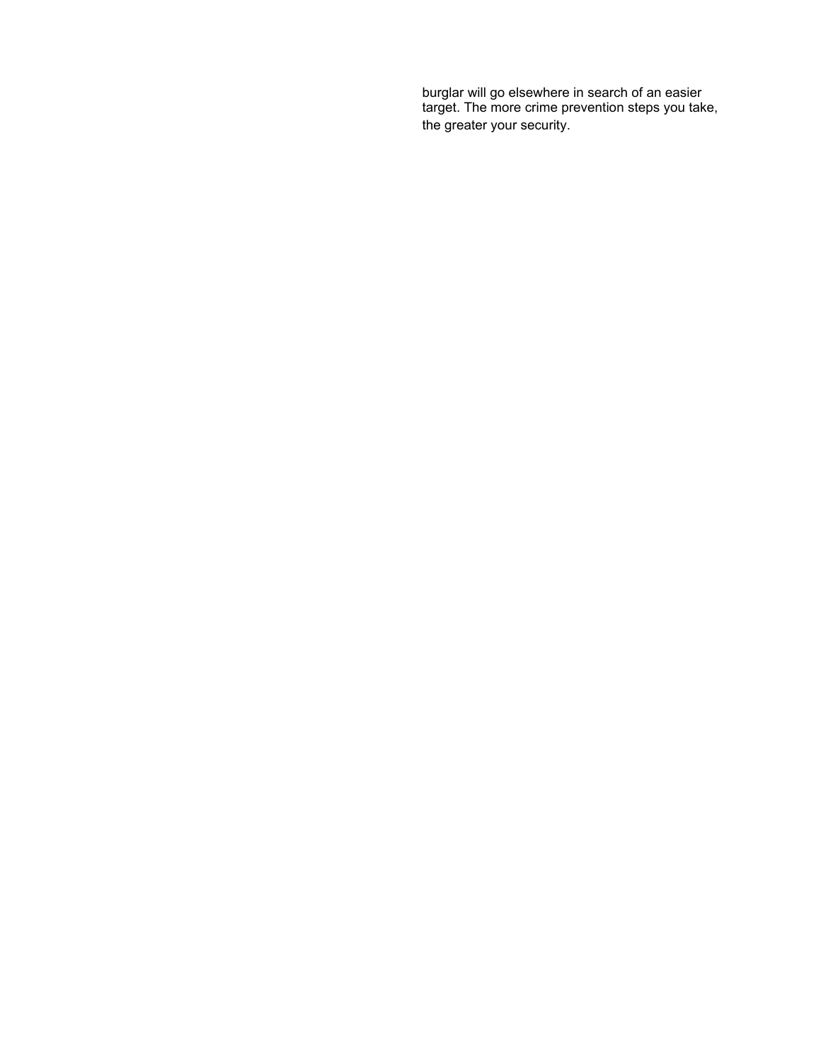burglar will go elsewhere in search of an easier target. The more crime prevention steps you take, the greater your security.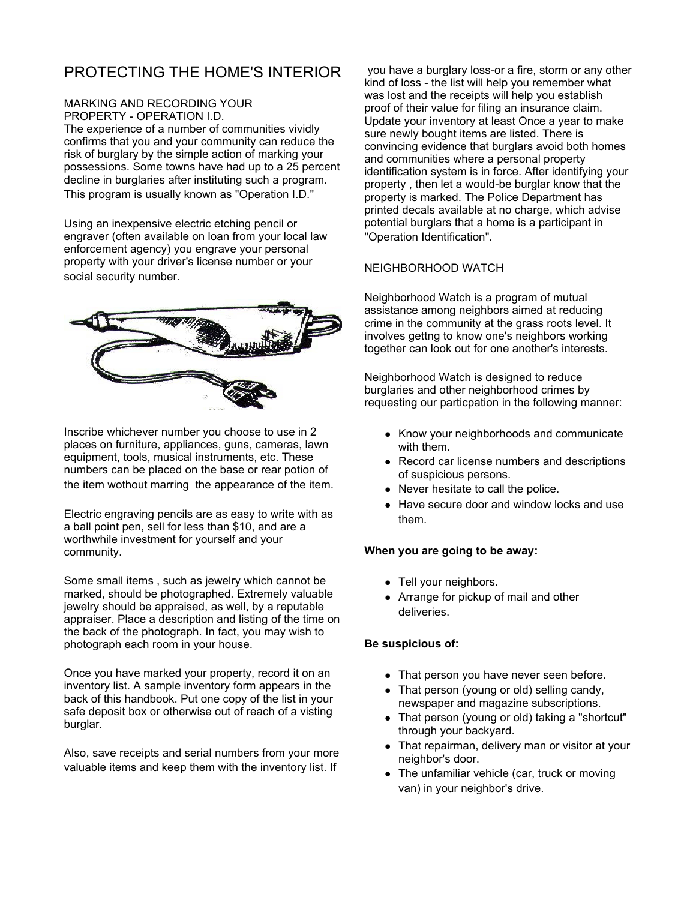# PROTECTING THE HOME'S INTERIOR

MARKING AND RECORDING YOUR PROPERTY - OPERATION I.D.

The experience of a number of communities vividly confirms that you and your community can reduce the risk of burglary by the simple action of marking your possessions. Some towns have had up to a 25 percent decline in burglaries after instituting such a program. This program is usually known as "Operation I.D."

Using an inexpensive electric etching pencil or engraver (often available on loan from your local law enforcement agency) you engrave your personal property with your driver's license number or your social security number.

Inscribe whichever number you choose to use in 2 places on furniture, appliances, guns, cameras, lawn equipment, tools, musical instruments, etc. These numbers can be placed on the base or rear potion of the item wothout marring the appearance of the item.

Electric engraving pencils are as easy to write with as a ball point pen, sell for less than $10, and are a worthwhile investment for yourself and your community.

Some small items , such as jewelry which cannot be marked, should be photographed. Extremely valuable jewelry should be appraised, as well, by a reputable appraiser. Place a description and listing of the time on the back of the photograph. In fact, you may wish to photograph each room in your house.

Once you have marked your property, record it on an inventory list. A sample inventory form appears in the back of this handbook. Put one copy of the list in your safe deposit box or otherwise out of reach of a visting burglar.

Also, save receipts and serial numbers from your more valuable items and keep them with the inventory list. If you have a burglary loss-or a fire, storm or any other kind of loss - the list will help you remember what was lost and the receipts will help you establish proof of their value for filing an insurance claim. Update your inventory at least Once a year to make sure newly bought items are listed. There is convincing evidence that burglars avoid both homes and communities where a personal property identification system is in force. After identifying your property , then let a would-be burglar know that the property is marked. The Police Department has printed decals available at no charge, which advise potential burglars that a home is a participant in "Operation Identification".

## NEIGHBORHOOD WATCH

Neighborhood Watch is a program of mutual assistance among neighbors aimed at reducing crime in the community at the grass roots level. It involves gettng to know one's neighbors working together can look out for one another's interests.

Neighborhood Watch is designed to reduce burglaries and other neighborhood crimes by requesting our particpation in the following manner:

- Know your neighborhoods and communicate with them.
- Record car license numbers and descriptions of suspicious persons.
- Never hesitate to call the police.
- Have secure door and window locks and use them.

**When you are going to be away:**

- Tell your neighbors.
- Arrange for pickup of mail and other deliveries.

**Be suspicious of:**

- That person you have never seen before.
- That person (young or old) selling candy, newspaper and magazine subscriptions.
- That person (young or old) taking a "shortcut" through your backyard.
- That repairman, delivery man or visitor at your neighbor's door.
- The unfamiliar vehicle (car, truck or moving van) in your neighbor's drive.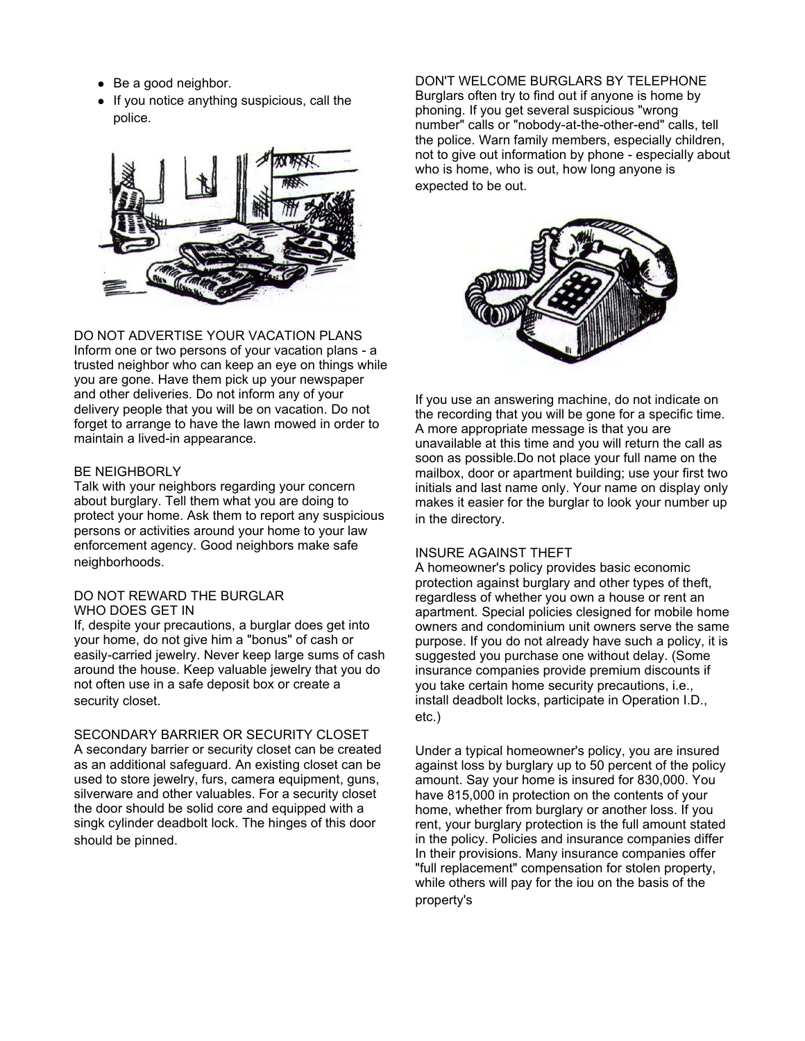- Be a good neighbor.
- If you notice anything suspicious, call the police.

DO NOT ADVERTISE YOUR VACATION PLANS
Inform one or two persons of your vacation plans - a trusted neighbor who can keep an eye on things while you are gone. Have them pick up your newspaper and other deliveries. Do not inform any of your delivery people that you will be on vacation. Do not forget to arrange to have the lawn mowed in order to maintain a lived-in appearance.

BE NEIGHBORLY
Talk with your neighbors regarding your concern about burglary. Tell them what you are doing to protect your home. Ask them to report any suspicious persons or activities around your home to your law enforcement agency. Good neighbors make safe neighborhoods.

DO NOT REWARD THE BURGLAR
WHO DOES GET IN
If, despite your precautions, a burglar does get into your home, do not give him a "bonus" of cash or easily-carried jewelry. Never keep large sums of cash around the house. Keep valuable jewelry that you do not often use in a safe deposit box or create a security closet.

SECONDARY BARRIER OR SECURITY CLOSET
A secondary barrier or security closet can be created as an additional safeguard. An existing closet can be used to store jewelry, furs, camera equipment, guns, silverware and other valuables. For a security closet the door should be solid core and equipped with a singk cylinder deadbolt lock. The hinges of this door should be pinned.

DON'T WELCOME BURGLARS BY TELEPHONE
Burglars often try to find out if anyone is home by phoning. If you get several suspicious "wrong number" calls or "nobody-at-the-other-end" calls, tell the police. Warn family members, especially children, not to give out information by phone - especially about who is home, who is out, how long anyone is expected to be out.

If you use an answering machine, do not indicate on the recording that you will be gone for a specific time. A more appropriate message is that you are unavailable at this time and you will return the call as soon as possible.Do not place your full name on the mailbox, door or apartment building; use your first two initials and last name only. Your name on display only makes it easier for the burglar to look your number up in the directory.

INSURE AGAINST THEFT
A homeowner's policy provides basic economic protection against burglary and other types of theft, regardless of whether you own a house or rent an apartment. Special policies clesigned for mobile home owners and condominium unit owners serve the same purpose. If you do not already have such a policy, it is suggested you purchase one without delay. (Some insurance companies provide premium discounts if you take certain home security precautions, i.e., install deadbolt locks, participate in Operation I.D., etc.)

Under a typical homeowner's policy, you are insured against loss by burglary up to 50 percent of the policy amount. Say your home is insured for 830,000. You have 815,000 in protection on the contents of your home, whether from burglary or another loss. If you rent, your burglary protection is the full amount stated in the policy. Policies and insurance companies differ In their provisions. Many insurance companies offer "full replacement" compensation for stolen property, while others will pay for the iou on the basis of the property's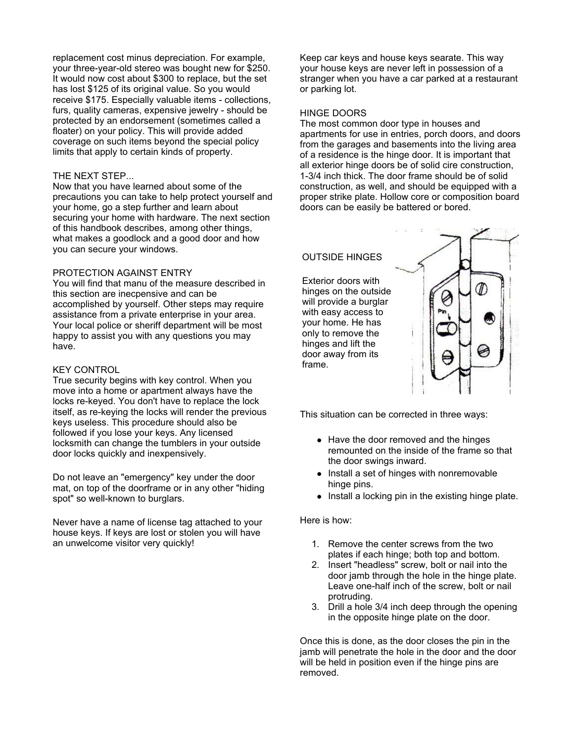replacement cost minus depreciation. For example, your three-year-old stereo was bought new for $250. It would now cost about $300 to replace, but the set has lost $125 of its original value. So you would receive $175. Especially valuable items - collections, furs, quality cameras, expensive jewelry - should be protected by an endorsement (sometimes called a floater) on your policy. This will provide added coverage on such items beyond the special policy limits that apply to certain kinds of property.

THE NEXT STEP...
Now that you have learned about some of the precautions you can take to help protect yourself and your home, go a step further and learn about securing your home with hardware. The next section of this handbook describes, among other things, what makes a goodlock and a good door and how you can secure your windows.

PROTECTION AGAINST ENTRY
You will find that manu of the measure described in this section are inecpensive and can be accomplished by yourself. Other steps may require assistance from a private enterprise in your area. Your local police or sheriff department will be most happy to assist you with any questions you may have.

KEY CONTROL
True security begins with key control. When you move into a home or apartment always have the locks re-keyed. You don't have to replace the lock itself, as re-keying the locks will render the previous keys useless. This procedure should also be followed if you lose your keys. Any licensed locksmith can change the tumblers in your outside door locks quickly and inexpensively.

Do not leave an "emergency" key under the door mat, on top of the doorframe or in any other "hiding spot" so well-known to burglars.

Never have a name of license tag attached to your house keys. If keys are lost or stolen you will have an unwelcome visitor very quickly!

Keep car keys and house keys searate. This way your house keys are never left in possession of a stranger when you have a car parked at a restaurant or parking lot.

HINGE DOORS
The most common door type in houses and apartments for use in entries, porch doors, and doors from the garages and basements into the living area of a residence is the hinge door. It is important that all exterior hinge doors be of solid cire construction, 1-3/4 inch thick. The door frame should be of solid construction, as well, and should be equipped with a proper strike plate. Hollow core or composition board doors can be easily be battered or bored.

OUTSIDE HINGES

Exterior doors with hinges on the outside will provide a burglar with easy access to your home. He has only to remove the hinges and lift the door away from its frame.

This situation can be corrected in three ways:

- Have the door removed and the hinges remounted on the inside of the frame so that the door swings inward.
- Install a set of hinges with nonremovable hinge pins.
- Install a locking pin in the existing hinge plate.

Here is how:

1. Remove the center screws from the two plates if each hinge; both top and bottom.
2. Insert "headless" screw, bolt or nail into the door jamb through the hole in the hinge plate. Leave one-half inch of the screw, bolt or nail protruding.
3. Drill a hole 3/4 inch deep through the opening in the opposite hinge plate on the door.

Once this is done, as the door closes the pin in the jamb will penetrate the hole in the door and the door will be held in position even if the hinge pins are removed.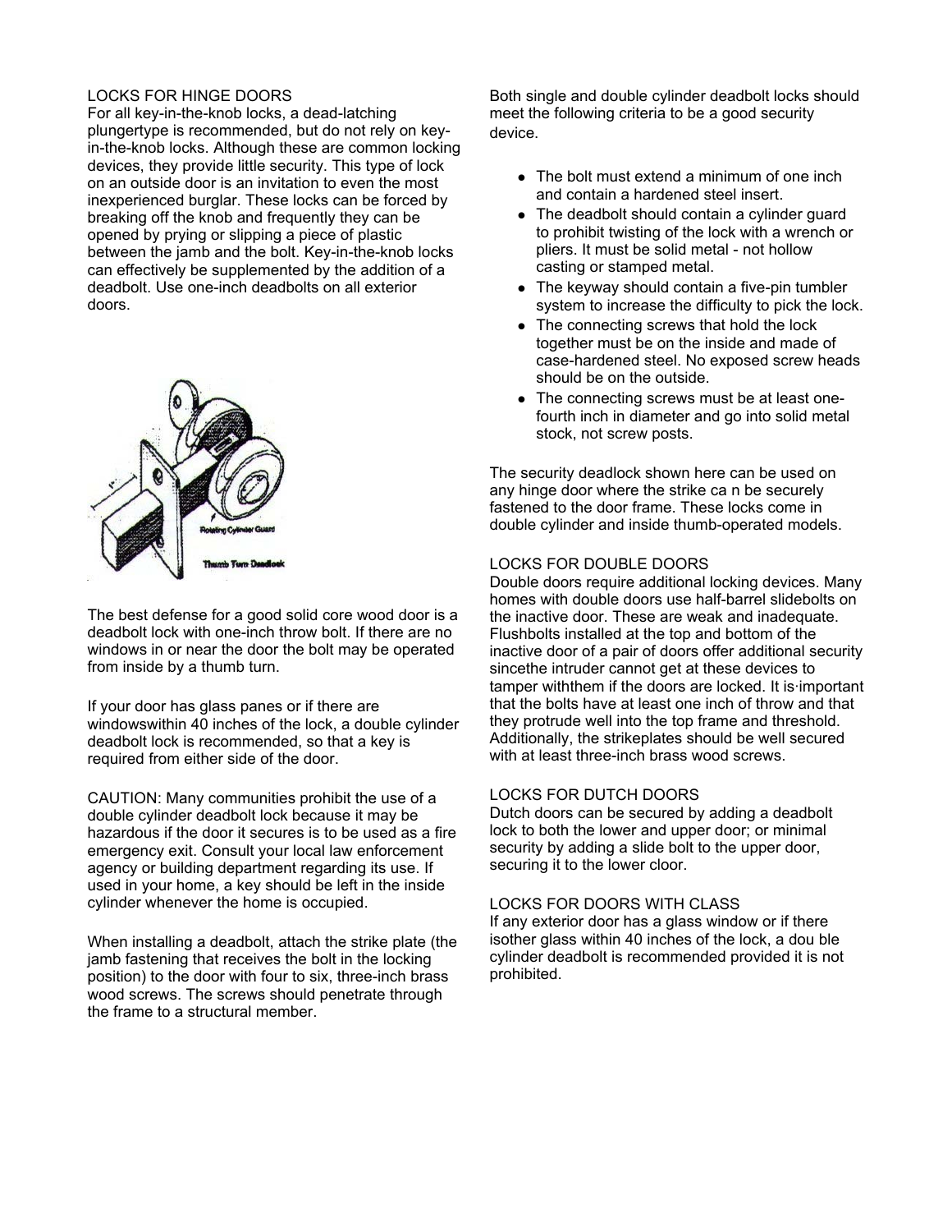## LOCKS FOR HINGE DOORS

For all key-in-the-knob locks, a dead-latching plungertype is recommended, but do not rely on key-in-the-knob locks. Although these are common locking devices, they provide little security. This type of lock on an outside door is an invitation to even the most inexperienced burglar. These locks can be forced by breaking off the knob and frequently they can be opened by prying or slipping a piece of plastic between the jamb and the bolt. Key-in-the-knob locks can effectively be supplemented by the addition of a deadbolt. Use one-inch deadbolts on all exterior doors.

Rotating Cylinder Guard

Thumb Turn Deadlock

The best defense for a good solid core wood door is a deadbolt lock with one-inch throw bolt. If there are no windows in or near the door the bolt may be operated from inside by a thumb turn.

If your door has glass panes or if there are windowswithin 40 inches of the lock, a double cylinder deadbolt lock is recommended, so that a key is required from either side of the door.

CAUTION: Many communities prohibit the use of a double cylinder deadbolt lock because it may be hazardous if the door it secures is to be used as a fire emergency exit. Consult your local law enforcement agency or building department regarding its use. If used in your home, a key should be left in the inside cylinder whenever the home is occupied.

When installing a deadbolt, attach the strike plate (the jamb fastening that receives the bolt in the locking position) to the door with four to six, three-inch brass wood screws. The screws should penetrate through the frame to a structural member.

Both single and double cylinder deadbolt locks should meet the following criteria to be a good security device.

- The bolt must extend a minimum of one inch and contain a hardened steel insert.
- The deadbolt should contain a cylinder guard to prohibit twisting of the lock with a wrench or pliers. It must be solid metal - not hollow casting or stamped metal.
- The keyway should contain a five-pin tumbler system to increase the difficulty to pick the lock.
- The connecting screws that hold the lock together must be on the inside and made of case-hardened steel. No exposed screw heads should be on the outside.
- The connecting screws must be at least one-fourth inch in diameter and go into solid metal stock, not screw posts.

The security deadlock shown here can be used on any hinge door where the strike ca n be securely fastened to the door frame. These locks come in double cylinder and inside thumb-operated models.

## LOCKS FOR DOUBLE DOORS

Double doors require additional locking devices. Many homes with double doors use half-barrel slidebolts on the inactive door. These are weak and inadequate. Flushbolts installed at the top and bottom of the inactive door of a pair of doors offer additional security sincethe intruder cannot get at these devices to tamper withthem if the doors are locked. It is·important that the bolts have at least one inch of throw and that they protrude well into the top frame and threshold. Additionally, the strikeplates should be well secured with at least three-inch brass wood screws.

## LOCKS FOR DUTCH DOORS

Dutch doors can be secured by adding a deadbolt lock to both the lower and upper door; or minimal security by adding a slide bolt to the upper door, securing it to the lower cloor.

## LOCKS FOR DOORS WITH CLASS

If any exterior door has a glass window or if there isother glass within 40 inches of the lock, a dou ble cylinder deadbolt is recommended provided it is not prohibited.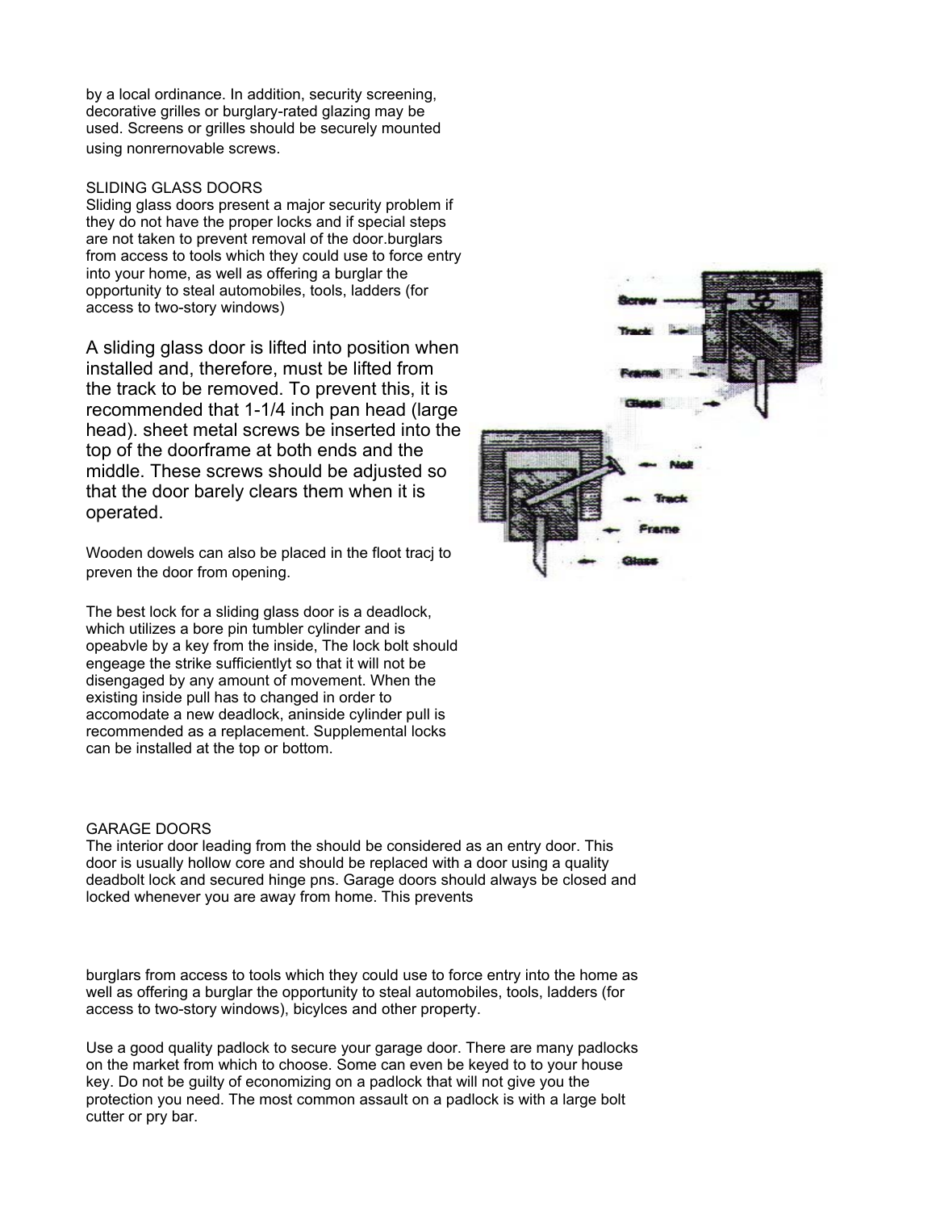by a local ordinance. In addition, security screening, decorative grilles or burglary-rated glazing may be used. Screens or grilles should be securely mounted using nonrernovable screws.

## SLIDING GLASS DOORS

Sliding glass doors present a major security problem if they do not have the proper locks and if special steps are not taken to prevent removal of the door.burglars from access to tools which they could use to force entry into your home, as well as offering a burglar the opportunity to steal automobiles, tools, ladders (for access to two-story windows)

A sliding glass door is lifted into position when installed and, therefore, must be lifted from the track to be removed. To prevent this, it is recommended that 1-1/4 inch pan head (large head). sheet metal screws be inserted into the top of the doorframe at both ends and the middle. These screws should be adjusted so that the door barely clears them when it is operated.

Wooden dowels can also be placed in the floot tracj to preven the door from opening.

The best lock for a sliding glass door is a deadlock, which utilizes a bore pin tumbler cylinder and is opeabvle by a key from the inside, The lock bolt should engeage the strike sufficientlyt so that it will not be disengaged by any amount of movement. When the existing inside pull has to changed in order to accomodate a new deadlock, aninside cylinder pull is recommended as a replacement. Supplemental locks can be installed at the top or bottom.

## GARAGE DOORS

The interior door leading from the should be considered as an entry door. This door is usually hollow core and should be replaced with a door using a quality deadbolt lock and secured hinge pns. Garage doors should always be closed and locked whenever you are away from home. This prevents burglars from access to tools which they could use to force entry into the home as well as offering a burglar the opportunity to steal automobiles, tools, ladders (for access to two-story windows), bicylces and other property.

Use a good quality padlock to secure your garage door. There are many padlocks on the market from which to choose. Some can even be keyed to to your house key. Do not be guilty of economizing on a padlock that will not give you the protection you need. The most common assault on a padlock is with a large bolt cutter or pry bar.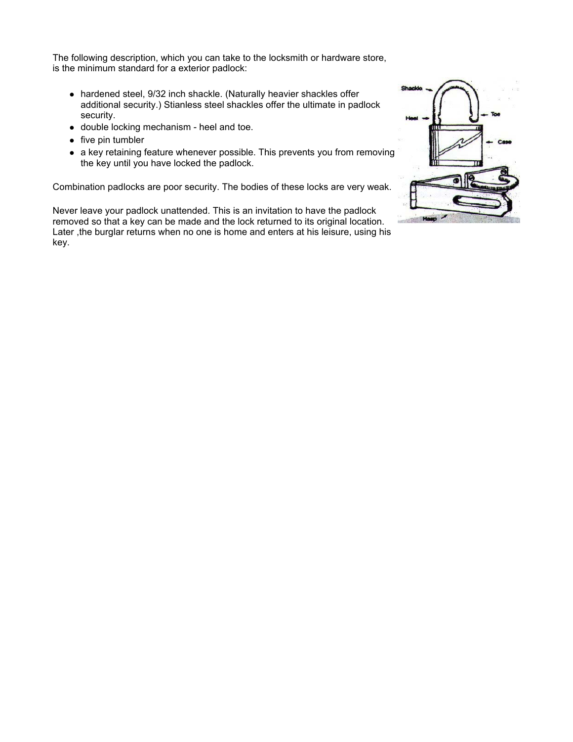The following description, which you can take to the locksmith or hardware store, is the minimum standard for a exterior padlock:

- hardened steel, 9/32 inch shackle. (Naturally heavier shackles offer additional security.) Stianless steel shackles offer the ultimate in padlock security.
- double locking mechanism - heel and toe.
- five pin tumbler
- a key retaining feature whenever possible. This prevents you from removing the key until you have locked the padlock.

Combination padlocks are poor security. The bodies of these locks are very weak.

Never leave your padlock unattended. This is an invitation to have the padlock removed so that a key can be made and the lock returned to its original location. Later ,the burglar returns when no one is home and enters at his leisure, using his key.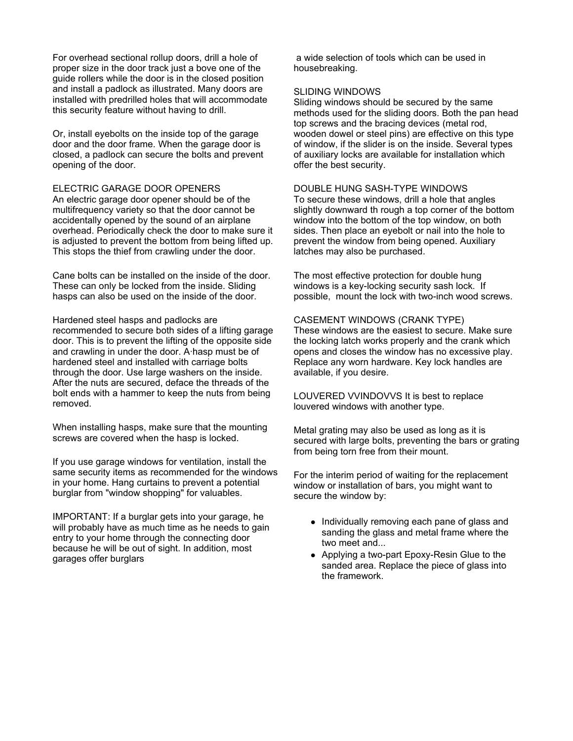For overhead sectional rollup doors, drill a hole of proper size in the door track just a bove one of the guide rollers while the door is in the closed position and install a padlock as illustrated. Many doors are installed with predrilled holes that will accommodate this security feature without having to drill.

Or, install eyebolts on the inside top of the garage door and the door frame. When the garage door is closed, a padlock can secure the bolts and prevent opening of the door.

ELECTRIC GARAGE DOOR OPENERS

An electric garage door opener should be of the multifrequency variety so that the door cannot be accidentally opened by the sound of an airplane overhead. Periodically check the door to make sure it is adjusted to prevent the bottom from being lifted up. This stops the thief from crawling under the door.

Cane bolts can be installed on the inside of the door. These can only be locked from the inside. Sliding hasps can also be used on the inside of the door.

Hardened steel hasps and padlocks are recommended to secure both sides of a lifting garage door. This is to prevent the lifting of the opposite side and crawling in under the door. A·hasp must be of hardened steel and installed with carriage bolts through the door. Use large washers on the inside. After the nuts are secured, deface the threads of the bolt ends with a hammer to keep the nuts from being removed.

When installing hasps, make sure that the mounting screws are covered when the hasp is locked.

If you use garage windows for ventilation, install the same security items as recommended for the windows in your home. Hang curtains to prevent a potential burglar from "window shopping" for valuables.

IMPORTANT: If a burglar gets into your garage, he will probably have as much time as he needs to gain entry to your home through the connecting door because he will be out of sight. In addition, most garages offer burglars a wide selection of tools which can be used in housebreaking.

SLIDING WINDOWS

Sliding windows should be secured by the same methods used for the sliding doors. Both the pan head top screws and the bracing devices (metal rod, wooden dowel or steel pins) are effective on this type of window, if the slider is on the inside. Several types of auxiliary locks are available for installation which offer the best security.

DOUBLE HUNG SASH-TYPE WINDOWS

To secure these windows, drill a hole that angles slightly downward th rough a top corner of the bottom window into the bottom of the top window, on both sides. Then place an eyebolt or nail into the hole to prevent the window from being opened. Auxiliary latches may also be purchased.

The most effective protection for double hung windows is a key-locking security sash lock. If possible, mount the lock with two-inch wood screws.

CASEMENT WINDOWS (CRANK TYPE)

These windows are the easiest to secure. Make sure the locking latch works properly and the crank which opens and closes the window has no excessive play. Replace any worn hardware. Key lock handles are available, if you desire.

LOUVERED VVINDOVVS It is best to replace louvered windows with another type.

Metal grating may also be used as long as it is secured with large bolts, preventing the bars or grating from being torn free from their mount.

For the interim period of waiting for the replacement window or installation of bars, you might want to secure the window by:

- Individually removing each pane of glass and sanding the glass and metal frame where the two meet and...
- Applying a two-part Epoxy-Resin Glue to the sanded area. Replace the piece of glass into the framework.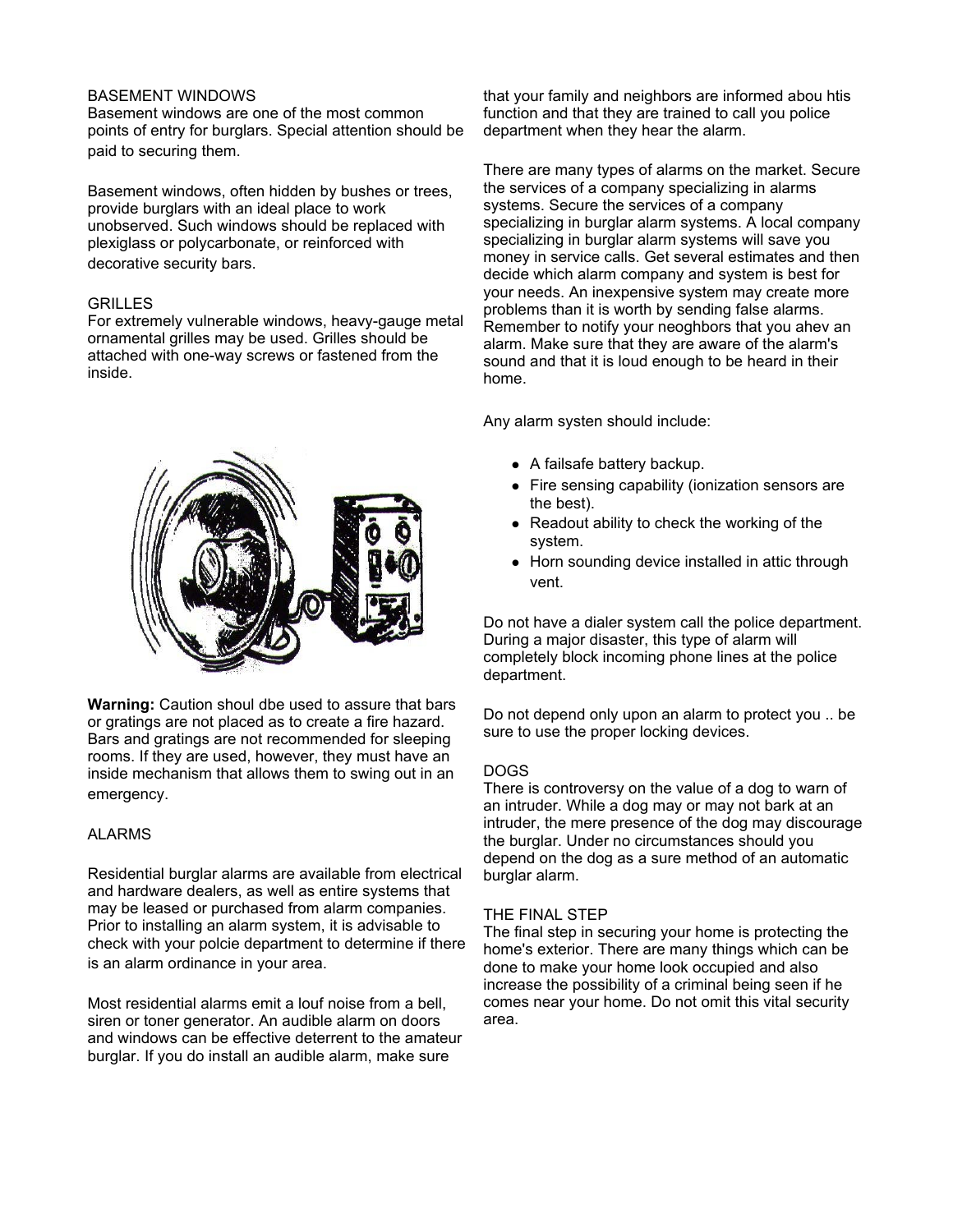## BASEMENT WINDOWS

Basement windows are one of the most common points of entry for burglars. Special attention should be paid to securing them.

Basement windows, often hidden by bushes or trees, provide burglars with an ideal place to work unobserved. Such windows should be replaced with plexiglass or polycarbonate, or reinforced with decorative security bars.

## GRILLES

For extremely vulnerable windows, heavy-gauge metal ornamental grilles may be used. Grilles should be attached with one-way screws or fastened from the inside.

**Warning:** Caution shoul dbe used to assure that bars or gratings are not placed as to create a fire hazard. Bars and gratings are not recommended for sleeping rooms. If they are used, however, they must have an inside mechanism that allows them to swing out in an emergency.

## ALARMS

Residential burglar alarms are available from electrical and hardware dealers, as well as entire systems that may be leased or purchased from alarm companies. Prior to installing an alarm system, it is advisable to check with your polcie department to determine if there is an alarm ordinance in your area.

Most residential alarms emit a louf noise from a bell, siren or toner generator. An audible alarm on doors and windows can be effective deterrent to the amateur burglar. If you do install an audible alarm, make sure that your family and neighbors are informed abou htis function and that they are trained to call you police department when they hear the alarm.

There are many types of alarms on the market. Secure the services of a company specializing in alarms systems. Secure the services of a company specializing in burglar alarm systems. A local company specializing in burglar alarm systems will save you money in service calls. Get several estimates and then decide which alarm company and system is best for your needs. An inexpensive system may create more problems than it is worth by sending false alarms. Remember to notify your neoghbors that you ahev an alarm. Make sure that they are aware of the alarm's sound and that it is loud enough to be heard in their home.

Any alarm systen should include:

- A failsafe battery backup.
- Fire sensing capability (ionization sensors are the best).
- Readout ability to check the working of the system.
- Horn sounding device installed in attic through vent.

Do not have a dialer system call the police department. During a major disaster, this type of alarm will completely block incoming phone lines at the police department.

Do not depend only upon an alarm to protect you .. be sure to use the proper locking devices.

## DOGS

There is controversy on the value of a dog to warn of an intruder. While a dog may or may not bark at an intruder, the mere presence of the dog may discourage the burglar. Under no circumstances should you depend on the dog as a sure method of an automatic burglar alarm.

## THE FINAL STEP

The final step in securing your home is protecting the home's exterior. There are many things which can be done to make your home look occupied and also increase the possibility of a criminal being seen if he comes near your home. Do not omit this vital security area.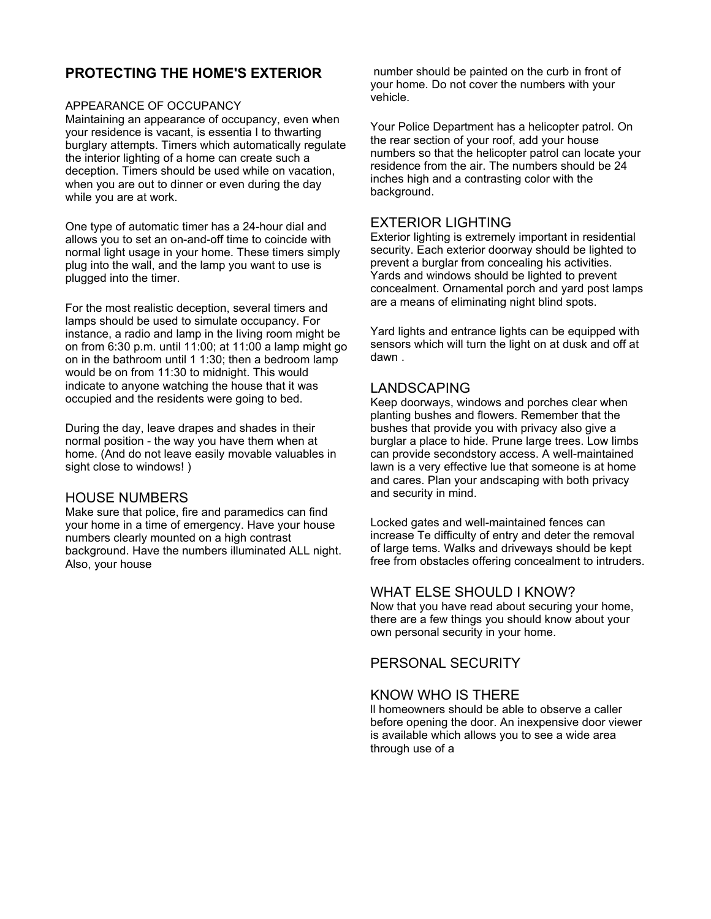## PROTECTING THE HOME'S EXTERIOR

### APPEARANCE OF OCCUPANCY

Maintaining an appearance of occupancy, even when your residence is vacant, is essentia l to thwarting burglary attempts. Timers which automatically regulate the interior lighting of a home can create such a deception. Timers should be used while on vacation, when you are out to dinner or even during the day while you are at work.

One type of automatic timer has a 24-hour dial and allows you to set an on-and-off time to coincide with normal light usage in your home. These timers simply plug into the wall, and the lamp you want to use is plugged into the timer.

For the most realistic deception, several timers and lamps should be used to simulate occupancy. For instance, a radio and lamp in the living room might be on from 6:30 p.m. until 11:00; at 11:00 a lamp might go on in the bathroom until 1 1:30; then a bedroom lamp would be on from 11:30 to midnight. This would indicate to anyone watching the house that it was occupied and the residents were going to bed.

During the day, leave drapes and shades in their normal position - the way you have them when at home. (And do not leave easily movable valuables in sight close to windows! )

### HOUSE NUMBERS

Make sure that police, fire and paramedics can find your home in a time of emergency. Have your house numbers clearly mounted on a high contrast background. Have the numbers illuminated ALL night. Also, your house number should be painted on the curb in front of your home. Do not cover the numbers with your vehicle.

Your Police Department has a helicopter patrol. On the rear section of your roof, add your house numbers so that the helicopter patrol can locate your residence from the air. The numbers should be 24 inches high and a contrasting color with the background.

### EXTERIOR LIGHTING

Exterior lighting is extremely important in residential security. Each exterior doorway should be lighted to prevent a burglar from concealing his activities. Yards and windows should be lighted to prevent concealment. Ornamental porch and yard post lamps are a means of eliminating night blind spots.

Yard lights and entrance lights can be equipped with sensors which will turn the light on at dusk and off at dawn .

### LANDSCAPING

Keep doorways, windows and porches clear when planting bushes and flowers. Remember that the bushes that provide you with privacy also give a burglar a place to hide. Prune large trees. Low limbs can provide secondstory access. A well-maintained lawn is a very effective lue that someone is at home and cares. Plan your andscaping with both privacy and security in mind.

Locked gates and well-maintained fences can increase Te difficulty of entry and deter the removal of large tems. Walks and driveways should be kept free from obstacles offering concealment to intruders.

### WHAT ELSE SHOULD I KNOW?

Now that you have read about securing your home, there are a few things you should know about your own personal security in your home.

## PERSONAL SECURITY

### KNOW WHO IS THERE

ll homeowners should be able to observe a caller before opening the door. An inexpensive door viewer is available which allows you to see a wide area through use of a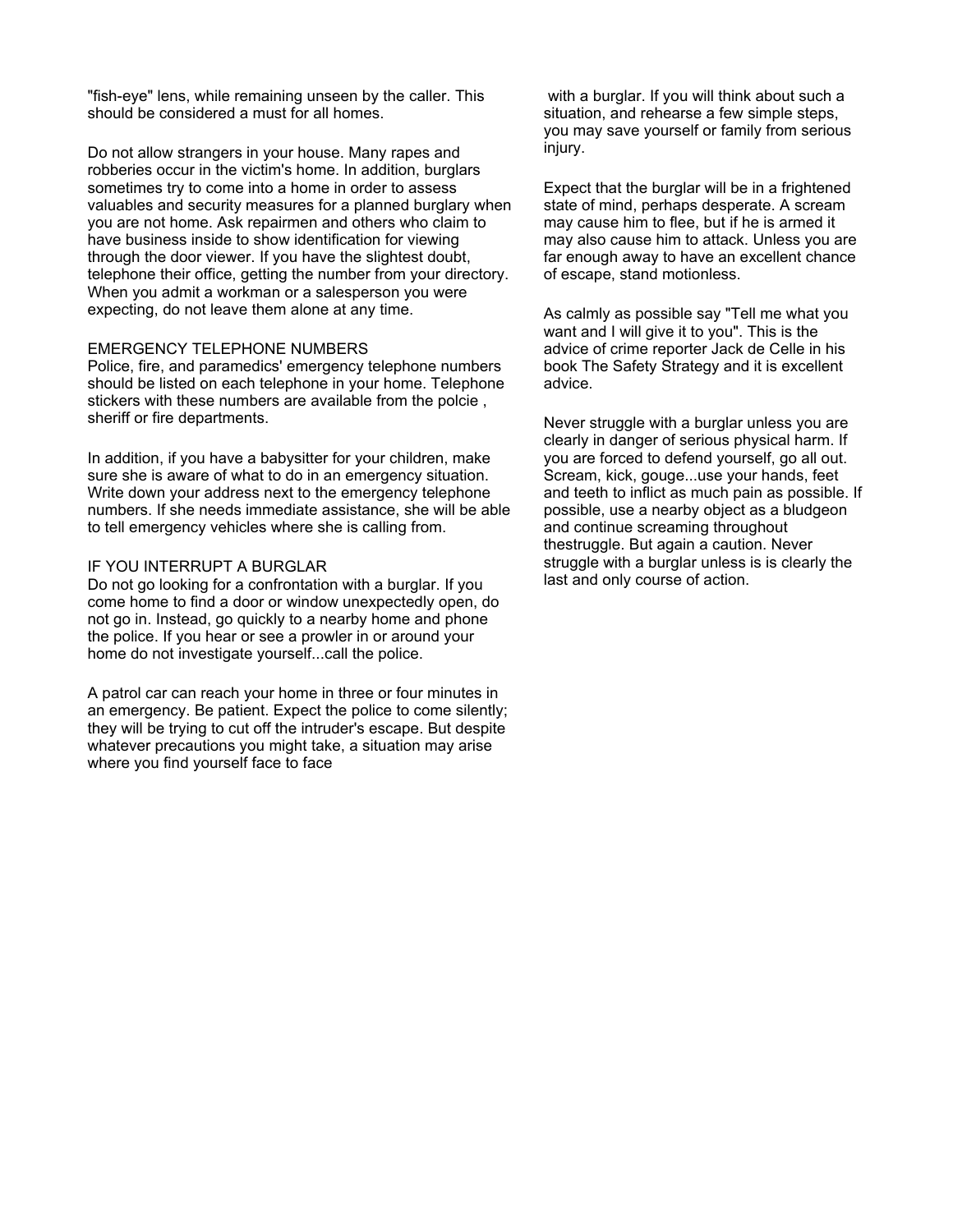"fish-eye" lens, while remaining unseen by the caller. This should be considered a must for all homes.

Do not allow strangers in your house. Many rapes and robberies occur in the victim's home. In addition, burglars sometimes try to come into a home in order to assess valuables and security measures for a planned burglary when you are not home. Ask repairmen and others who claim to have business inside to show identification for viewing through the door viewer. If you have the slightest doubt, telephone their office, getting the number from your directory. When you admit a workman or a salesperson you were expecting, do not leave them alone at any time.

## EMERGENCY TELEPHONE NUMBERS

Police, fire, and paramedics' emergency telephone numbers should be listed on each telephone in your home. Telephone stickers with these numbers are available from the polcie , sheriff or fire departments.

In addition, if you have a babysitter for your children, make sure she is aware of what to do in an emergency situation. Write down your address next to the emergency telephone numbers. If she needs immediate assistance, she will be able to tell emergency vehicles where she is calling from.

## IF YOU INTERRUPT A BURGLAR

Do not go looking for a confrontation with a burglar. If you come home to find a door or window unexpectedly open, do not go in. Instead, go quickly to a nearby home and phone the police. If you hear or see a prowler in or around your home do not investigate yourself...call the police.

A patrol car can reach your home in three or four minutes in an emergency. Be patient. Expect the police to come silently; they will be trying to cut off the intruder's escape. But despite whatever precautions you might take, a situation may arise where you find yourself face to face with a burglar. If you will think about such a situation, and rehearse a few simple steps, you may save yourself or family from serious injury.

Expect that the burglar will be in a frightened state of mind, perhaps desperate. A scream may cause him to flee, but if he is armed it may also cause him to attack. Unless you are far enough away to have an excellent chance of escape, stand motionless.

As calmly as possible say "Tell me what you want and I will give it to you". This is the advice of crime reporter Jack de Celle in his book The Safety Strategy and it is excellent advice.

Never struggle with a burglar unless you are clearly in danger of serious physical harm. If you are forced to defend yourself, go all out. Scream, kick, gouge...use your hands, feet and teeth to inflict as much pain as possible. If possible, use a nearby object as a bludgeon and continue screaming throughout thestruggle. But again a caution. Never struggle with a burglar unless is is clearly the last and only course of action.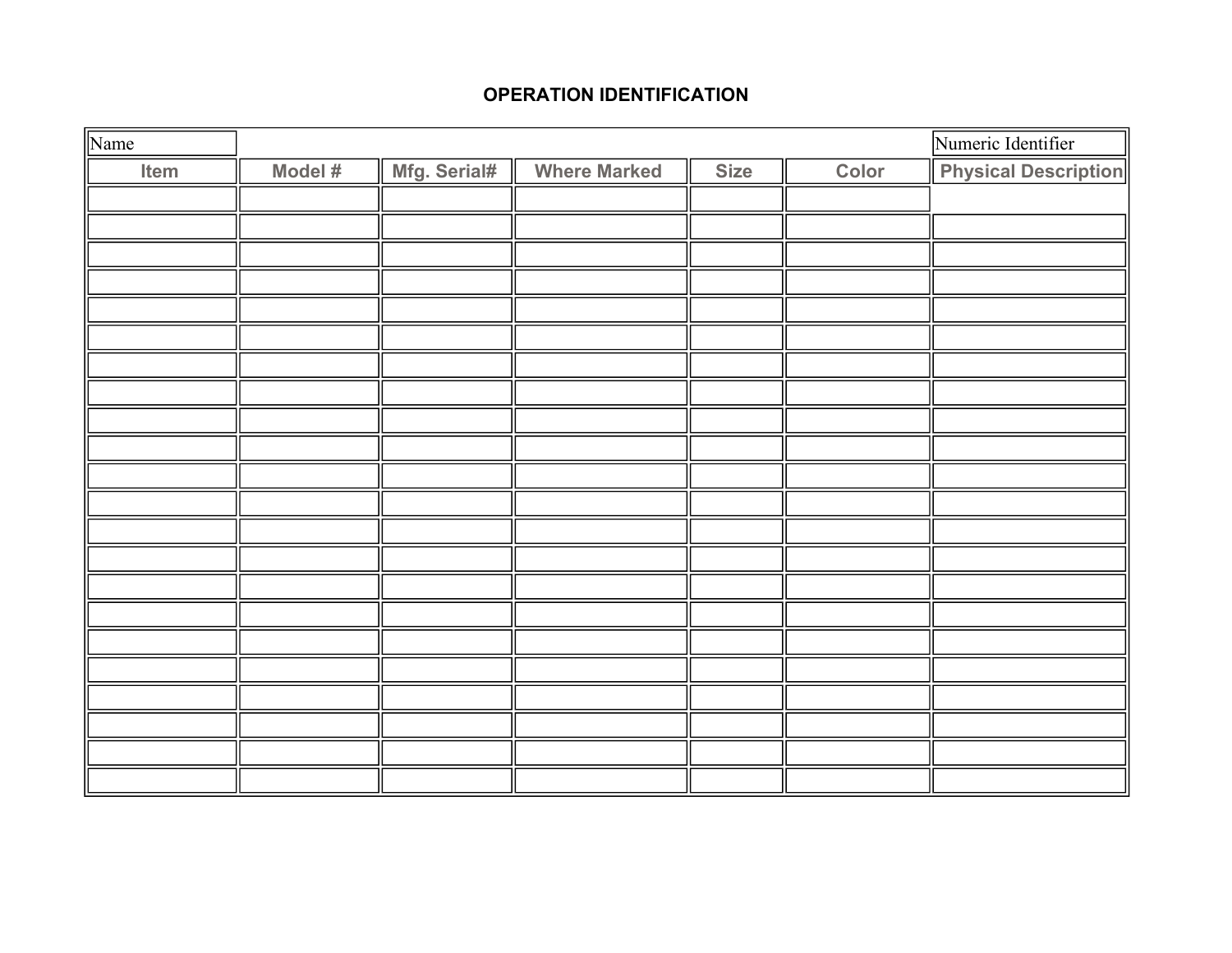# OPERATION IDENTIFICATION

| Name | | | | | | Numeric Identifier |
|---|---|---|---|---|---|---|
| **Item** | **Model #** | **Mfg. Serial#** | **Where Marked** | **Size** | **Color** | **Physical Description** |
| | | | | | | |
| | | | | | | |
| | | | | | | |
| | | | | | | |
| | | | | | | |
| | | | | | | |
| | | | | | | |
| | | | | | | |
| | | | | | | |
| | | | | | | |
| | | | | | | |
| | | | | | | |
| | | | | | | |
| | | | | | | |
| | | | | | | |
| | | | | | | |
| | | | | | | |
| | | | | | | |
| | | | | | | |
| | | | | | | |
| | | | | | | |
| | | | | | | |